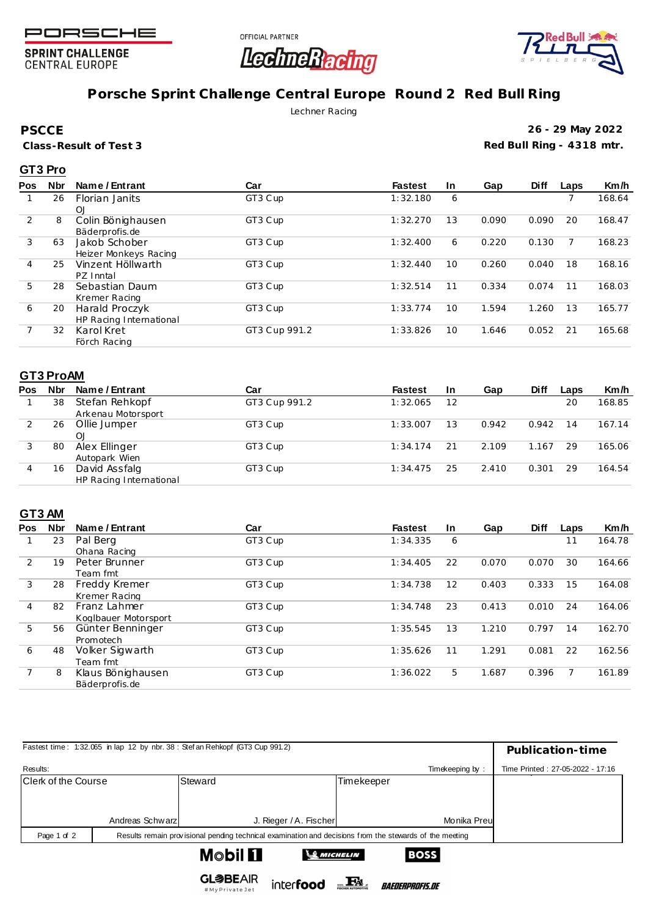PORSCHE
SPRINT CHALLENGE
CENTRAL EUROPE

OFFICIAL PARTNER
LechneRacing

# Porsche Sprint Challenge Central Europe Round 2 Red Bull Ring

Lechner Racing

**PSCCE**
**Class-Result of Test 3**

**26 - 29 May 2022**
**Red Bull Ring - 4318 mtr.**

## GT3 Pro

| Pos | Nbr | Name / Entrant | Car | Fastest | In | Gap | Diff | Laps | Km/h |
|---|---|---|---|---|---|---|---|---|---|
| 1 | 26 | Florian Janits<br>OJ | GT3 Cup | 1:32.180 | 6 | | | 7 | 168.64 |
| 2 | 8 | Colin Bönighausen<br>Bäderprofis.de | GT3 Cup | 1:32.270 | 13 | 0.090 | 0.090 | 20 | 168.47 |
| 3 | 63 | Jakob Schober<br>Heizer Monkeys Racing | GT3 Cup | 1:32.400 | 6 | 0.220 | 0.130 | 7 | 168.23 |
| 4 | 25 | Vinzent Höllwarth<br>PZ Inntal | GT3 Cup | 1:32.440 | 10 | 0.260 | 0.040 | 18 | 168.16 |
| 5 | 28 | Sebastian Daum<br>Kremer Racing | GT3 Cup | 1:32.514 | 11 | 0.334 | 0.074 | 11 | 168.03 |
| 6 | 20 | Harald Proczyk<br>HP Racing International | GT3 Cup | 1:33.774 | 10 | 1.594 | 1.260 | 13 | 165.77 |
| 7 | 32 | Karol Kret<br>Förch Racing | GT3 Cup 991.2 | 1:33.826 | 10 | 1.646 | 0.052 | 21 | 165.68 |

## GT3 ProAM

| Pos | Nbr | Name / Entrant | Car | Fastest | In | Gap | Diff | Laps | Km/h |
|---|---|---|---|---|---|---|---|---|---|
| 1 | 38 | Stefan Rehkopf<br>Arkenau Motorsport | GT3 Cup 991.2 | 1:32.065 | 12 | | | 20 | 168.85 |
| 2 | 26 | Ollie Jumper<br>OJ | GT3 Cup | 1:33.007 | 13 | 0.942 | 0.942 | 14 | 167.14 |
| 3 | 80 | Alex Ellinger<br>Autopark Wien | GT3 Cup | 1:34.174 | 21 | 2.109 | 1.167 | 29 | 165.06 |
| 4 | 16 | David Assfalg<br>HP Racing International | GT3 Cup | 1:34.475 | 25 | 2.410 | 0.301 | 29 | 164.54 |

## GT3 AM

| Pos | Nbr | Name / Entrant | Car | Fastest | In | Gap | Diff | Laps | Km/h |
|---|---|---|---|---|---|---|---|---|---|
| 1 | 23 | Pal Berg<br>Ohana Racing | GT3 Cup | 1:34.335 | 6 | | | 11 | 164.78 |
| 2 | 19 | Peter Brunner<br>Team fmt | GT3 Cup | 1:34.405 | 22 | 0.070 | 0.070 | 30 | 164.66 |
| 3 | 28 | Freddy Kremer<br>Kremer Racing | GT3 Cup | 1:34.738 | 12 | 0.403 | 0.333 | 15 | 164.08 |
| 4 | 82 | Franz Lahmer<br>Koglbauer Motorsport | GT3 Cup | 1:34.748 | 23 | 0.413 | 0.010 | 24 | 164.06 |
| 5 | 56 | Günter Benninger<br>Promotech | GT3 Cup | 1:35.545 | 13 | 1.210 | 0.797 | 14 | 162.70 |
| 6 | 48 | Volker Sigwarth<br>Team fmt | GT3 Cup | 1:35.626 | 11 | 1.291 | 0.081 | 22 | 162.56 |
| 7 | 8 | Klaus Bönighausen<br>Bäderprofis.de | GT3 Cup | 1:36.022 | 5 | 1.687 | 0.396 | 7 | 161.89 |

Fastest time : 1:32.065 in lap 12 by nbr. 38 : Stefan Rehkopf (GT3 Cup 991.2)

**Publication-time**

Results:

Timekeeping by :

Time Printed : 27-05-2022 - 17:16

| Clerk of the Course | Steward | Timekeeper |
|---|---|---|
| Andreas Schwarz | J. Rieger / A. Fischer | Monika Preu |

Results remain provisional pending technical examination and decisions from the stewards of the meeting

Mobil 1 · MICHELIN · BOSS · GLOBEAIR #MyPrivateJet · interfood · FA Fischer Automotive · BAEDERPROFIS.DE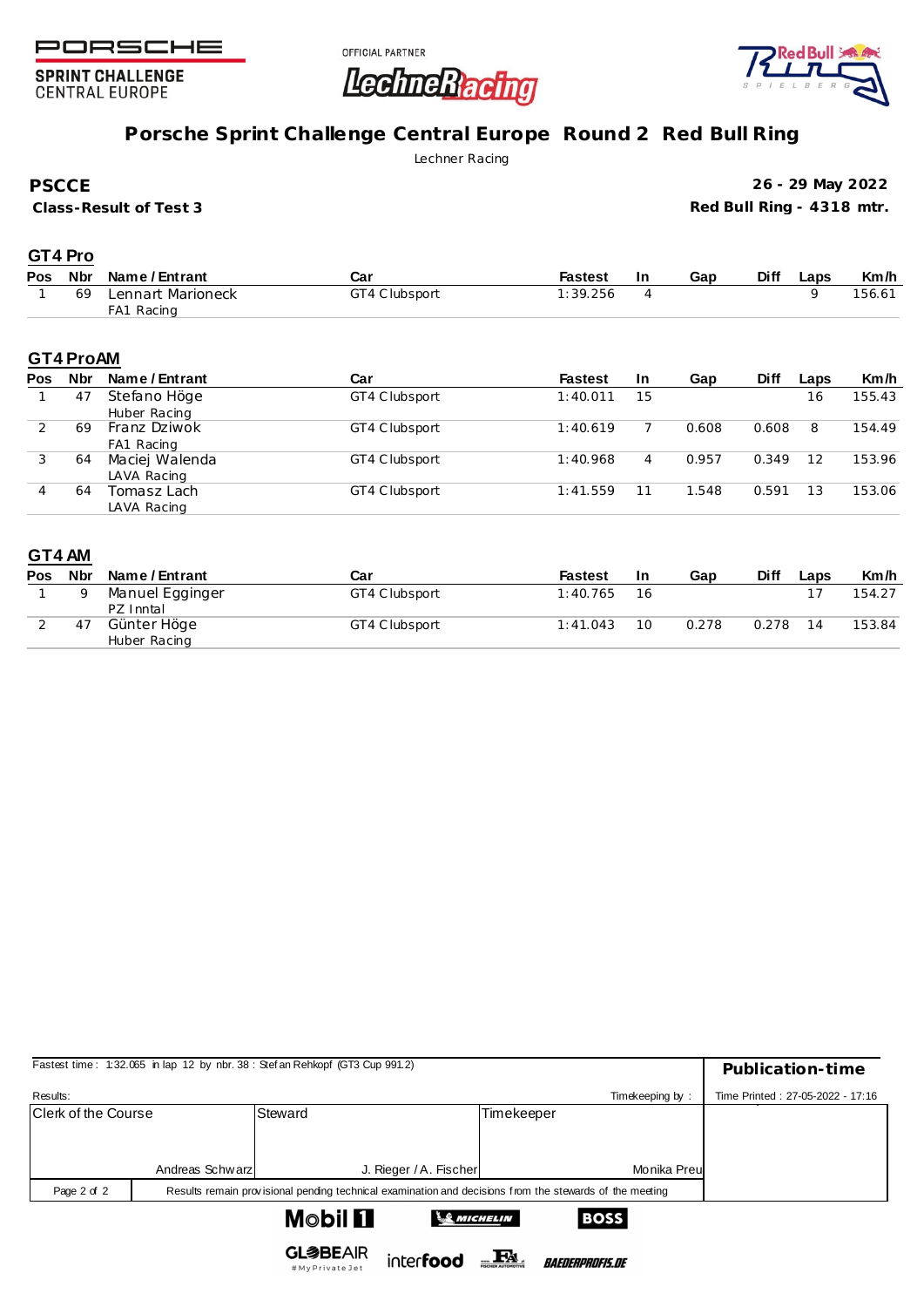PORSCHE

SPRINT CHALLENGE
CENTRAL EUROPE

OFFICIAL PARTNER

LechneRacing

# Porsche Sprint Challenge Central Europe Round 2 Red Bull Ring

Lechner Racing

**PSCCE**

**Class-Result of Test 3**

**26 - 29 May 2022**

**Red Bull Ring - 4318 mtr.**

## GT4 Pro

| Pos | Nbr | Name / Entrant | Car | Fastest | In | Gap | Diff | Laps | Km/h |
|---|---|---|---|---|---|---|---|---|---|
| 1 | 69 | Lennart Marioneck<br>FA1 Racing | GT4 Clubsport | 1:39.256 | 4 | | | 9 | 156.61 |

## GT4 ProAM

| Pos | Nbr | Name / Entrant | Car | Fastest | In | Gap | Diff | Laps | Km/h |
|---|---|---|---|---|---|---|---|---|---|
| 1 | 47 | Stefano Höge<br>Huber Racing | GT4 Clubsport | 1:40.011 | 15 | | | 16 | 155.43 |
| 2 | 69 | Franz Dziwok<br>FA1 Racing | GT4 Clubsport | 1:40.619 | 7 | 0.608 | 0.608 | 8 | 154.49 |
| 3 | 64 | Maciej Walenda<br>LAVA Racing | GT4 Clubsport | 1:40.968 | 4 | 0.957 | 0.349 | 12 | 153.96 |
| 4 | 64 | Tomasz Lach<br>LAVA Racing | GT4 Clubsport | 1:41.559 | 11 | 1.548 | 0.591 | 13 | 153.06 |

## GT4 AM

| Pos | Nbr | Name / Entrant | Car | Fastest | In | Gap | Diff | Laps | Km/h |
|---|---|---|---|---|---|---|---|---|---|
| 1 | 9 | Manuel Egginger<br>PZ Inntal | GT4 Clubsport | 1:40.765 | 16 | | | 17 | 154.27 |
| 2 | 47 | Günter Höge<br>Huber Racing | GT4 Clubsport | 1:41.043 | 10 | 0.278 | 0.278 | 14 | 153.84 |

Fastest time : 1:32.065 in lap 12 by nbr. 38 : Stefan Rehkopf (GT3 Cup 991.2)

Results:

Timekeeping by :

**Publication-time**

Time Printed : 27-05-2022 - 17:16

| Clerk of the Course | Steward | Timekeeper |
|---|---|---|
| Andreas Schwarz | J. Rieger / A. Fischer | Monika Preu |

Results remain provisional pending technical examination and decisions from the stewards of the meeting